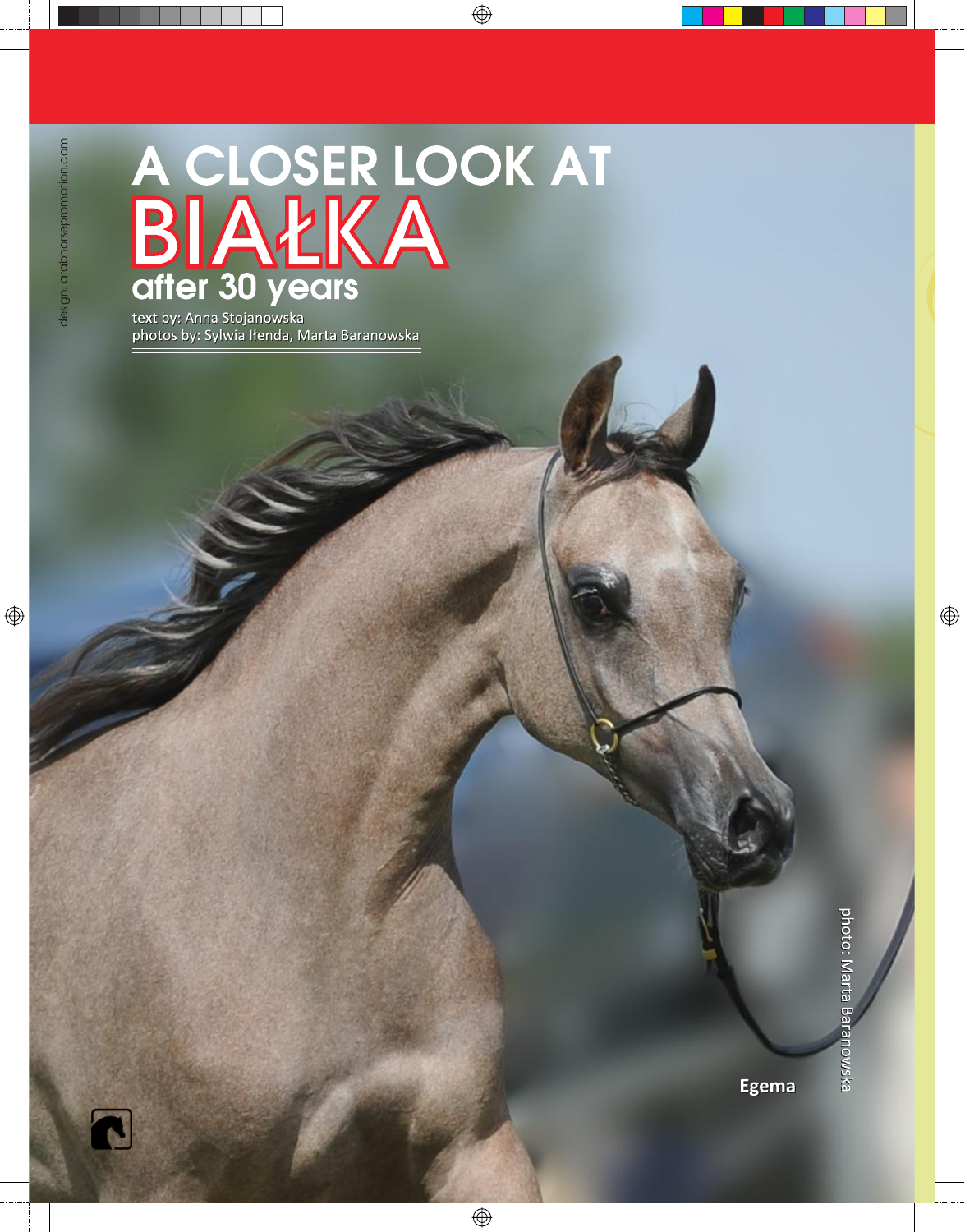# A CLOSER LOOK AT BIAŁKA after 30 years

text by: Anna Stojanowska
photos by: Sylwia Iłenda, Marta Baranowska

design: arabhorsepromotion.com

Egema

photo: Marta Baranowska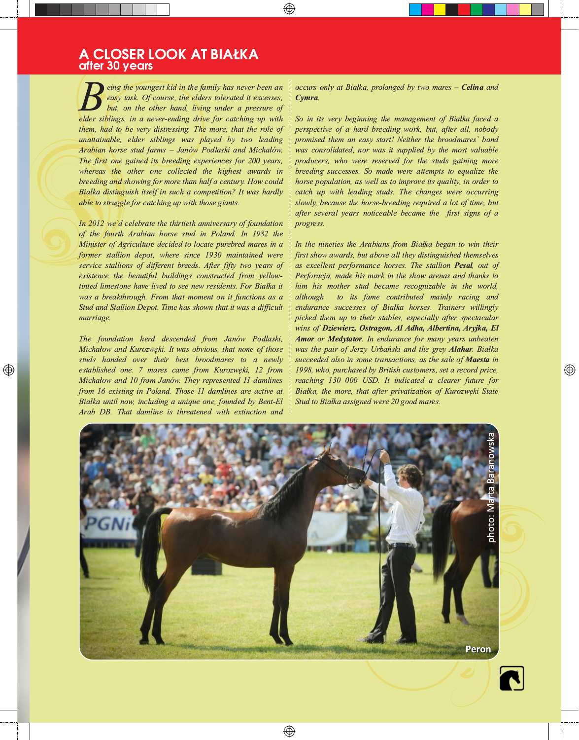# A CLOSER LOOK AT BIAŁKA
## after 30 years

*Being the youngest kid in the family has never been an easy task. Of course, the elders tolerated it excesses, but, on the other hand, living under a pressure of elder siblings, in a never-ending drive for catching up with them, had to be very distressing. The more, that the role of unattainable, elder siblings was played by two leading Arabian horse stud farms – Janów Podlaski and Michałów. The first one gained its breeding experiences for 200 years, whereas the other one collected the highest awards in breeding and showing for more than half a century. How could Białka distinguish itself in such a competition? It was hardly able to struggle for catching up with those giants.*

*In 2012 we'd celebrate the thirtieth anniversary of foundation of the fourth Arabian horse stud in Poland. In 1982 the Minister of Agriculture decided to locate purebred mares in a former stallion depot, where since 1930 maintained were service stallions of different breeds. After fifty two years of existence the beautiful buildings constructed from yellow-tinted limestone have lived to see new residents. For Białka it was a breakthrough. From that moment on it functions as a Stud and Stallion Depot. Time has shown that it was a difficult marriage.*

*The foundation herd descended from Janów Podlaski, Michałów and Kurozwęki. It was obvious, that none of those studs handed over their best broodmares to a newly established one. 7 mares came from Kurozwęki, 12 from Michałów and 10 from Janów. They represented 11 damlines from 16 existing in Poland. Those 11 damlines are active at Białka until now, including a unique one, founded by Bent-El Arab DB. That damline is threatened with extinction and occurs only at Białka, prolonged by two mares –* ***Celina*** *and* ***Cymra****.*

*So in its very beginning the management of Białka faced a perspective of a hard breeding work, but, after all, nobody promised them an easy start! Neither the broodmares` band was consolidated, nor was it supplied by the most valuable producers, who were reserved for the studs gaining more breeding successes. So made were attempts to equalize the horse population, as well as to improve its quality, in order to catch up with leading studs. The changes were occurring slowly, because the horse-breeding required a lot of time, but after several years noticeable became the first signs of a progress.*

*In the nineties the Arabians from Białka began to win their first show awards, but above all they distinguished themselves as excellent performance horses. The stallion* ***Pesal****, out of Perforacja, made his mark in the show arenas and thanks to him his mother stud became recognizable in the world, although to its fame contributed mainly racing and endurance successes of Białka horses. Trainers willingly picked them up to their stables, especially after spectacular wins of* ***Dziewierz, Ostragon, Al Adha, Albertina, Aryjka, El Amor*** *or* ***Medytator****. In endurance for many years unbeaten was the pair of Jerzy Urbański and the grey* ***Alahar****. Białka succeeded also in some transactions, as the sale of* ***Maesta*** *in 1998, who, purchased by British customers, set a record price, reaching 130 000 USD. It indicated a clearer future for Białka, the more, that after privatization of Kurozwęki State Stud to Białka assigned were 20 good mares.*

photo: Marta Baranowska

Peron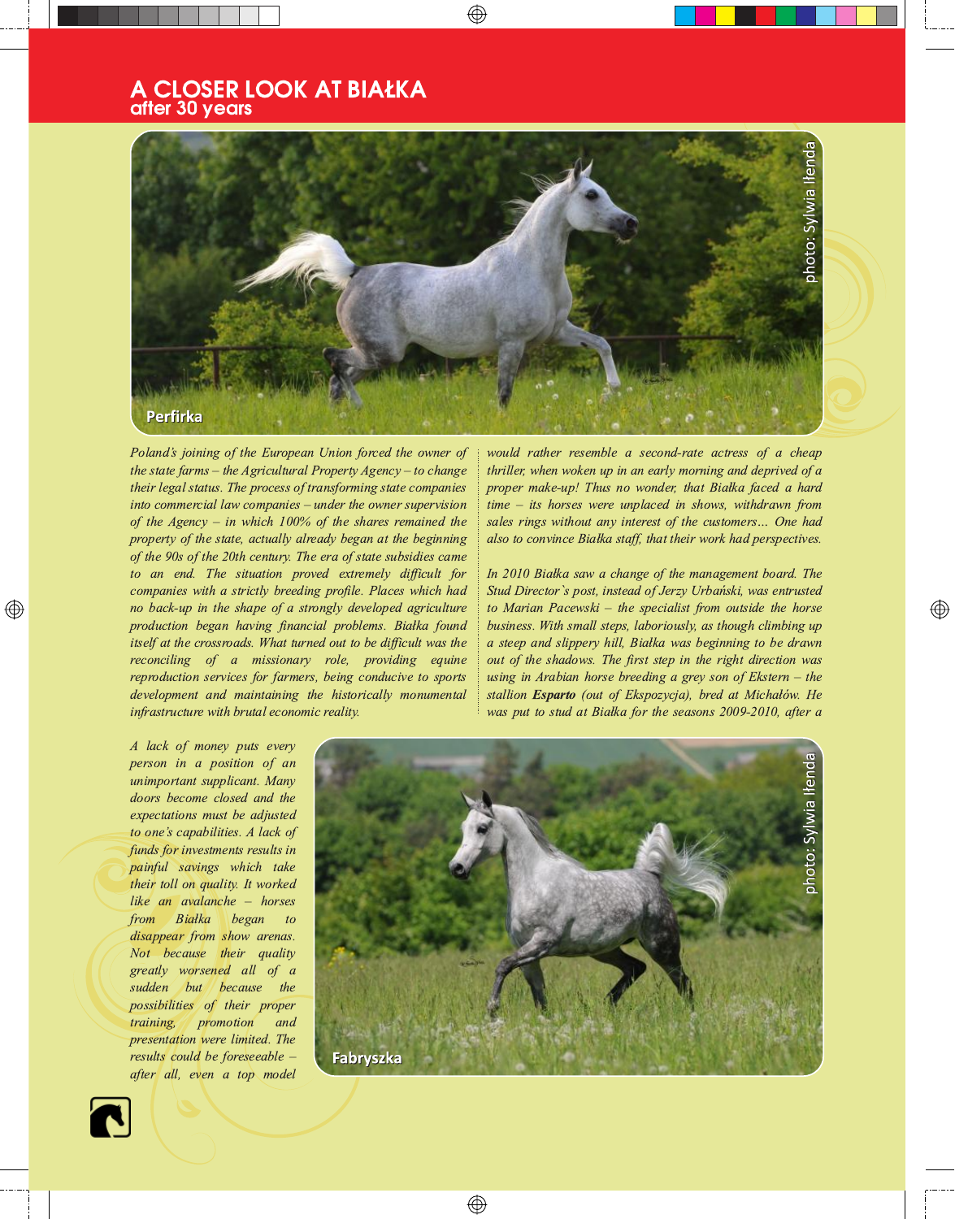# A CLOSER LOOK AT BIAŁKA
## after 30 years

Perfirka

photo: Sylwia Iłenda

*Poland's joining of the European Union forced the owner of the state farms – the Agricultural Property Agency – to change their legal status. The process of transforming state companies into commercial law companies – under the owner supervision of the Agency – in which 100% of the shares remained the property of the state, actually already began at the beginning of the 90s of the 20th century. The era of state subsidies came to an end. The situation proved extremely difficult for companies with a strictly breeding profile. Places which had no back-up in the shape of a strongly developed agriculture production began having financial problems. Białka found itself at the crossroads. What turned out to be difficult was the reconciling of a missionary role, providing equine reproduction services for farmers, being conducive to sports development and maintaining the historically monumental infrastructure with brutal economic reality.*

*A lack of money puts every person in a position of an unimportant supplicant. Many doors become closed and the expectations must be adjusted to one's capabilities. A lack of funds for investments results in painful savings which take their toll on quality. It worked like an avalanche – horses from Białka began to disappear from show arenas. Not because their quality greatly worsened all of a sudden but because the possibilities of their proper training, promotion and presentation were limited. The results could be foreseeable – after all, even a top model would rather resemble a second-rate actress of a cheap thriller, when woken up in an early morning and deprived of a proper make-up! Thus no wonder, that Białka faced a hard time – its horses were unplaced in shows, withdrawn from sales rings without any interest of the customers… One had also to convince Białka staff, that their work had perspectives.*

*In 2010 Białka saw a change of the management board. The Stud Director`s post, instead of Jerzy Urbański, was entrusted to Marian Pacewski – the specialist from outside the horse business. With small steps, laboriously, as though climbing up a steep and slippery hill, Białka was beginning to be drawn out of the shadows. The first step in the right direction was using in Arabian horse breeding a grey son of Ekstern – the stallion **Esparto** (out of Ekspozycja), bred at Michałów. He was put to stud at Białka for the seasons 2009-2010, after a*

Fabryszka

photo: Sylwia Iłenda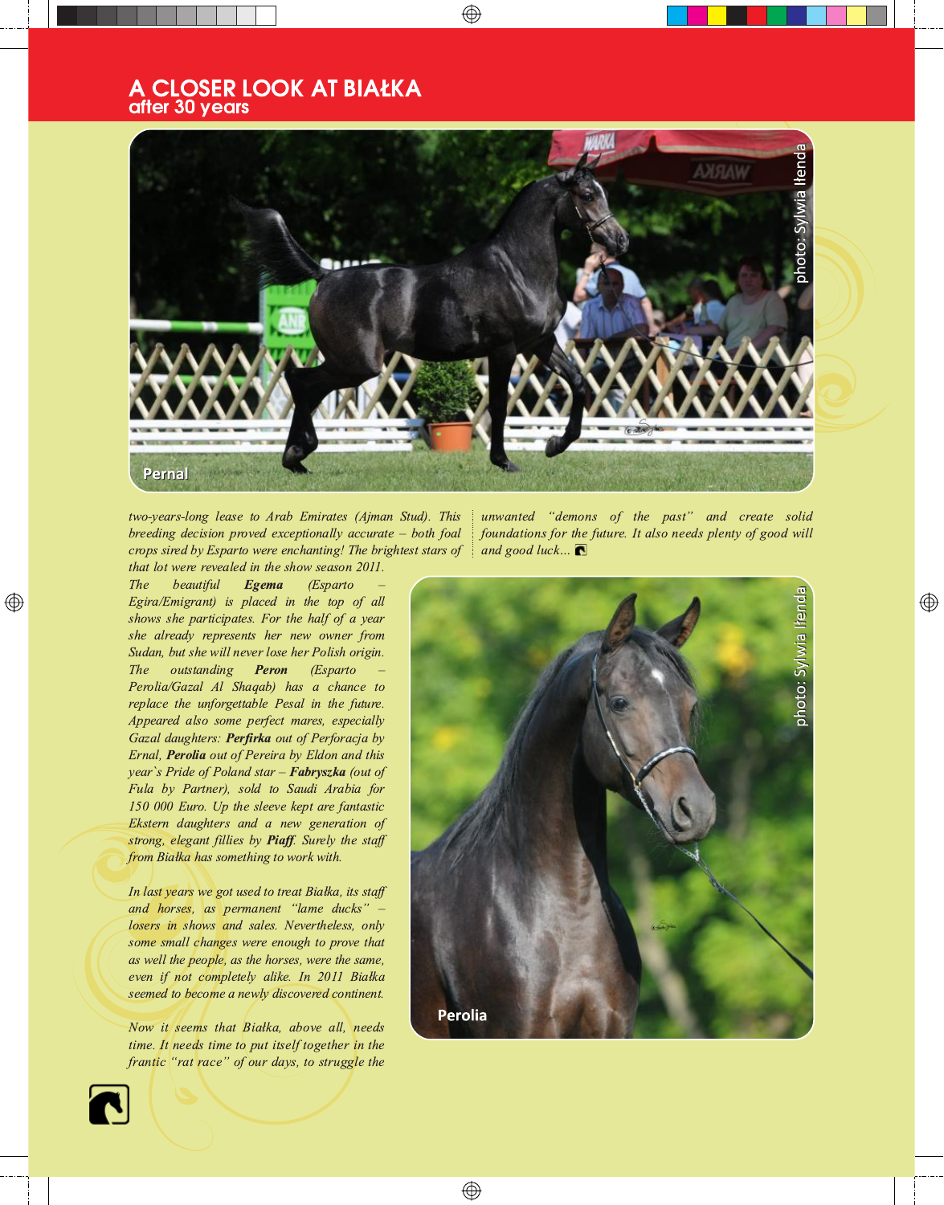# A CLOSER LOOK AT BIAŁKA
## after 30 years

Pernal

photo: Sylwia Iłenda

*two-years-long lease to Arab Emirates (Ajman Stud). This breeding decision proved exceptionally accurate – both foal crops sired by Esparto were enchanting! The brightest stars of that lot were revealed in the show season 2011.*

*The beautiful* ***Egema*** *(Esparto – Egira/Emigrant) is placed in the top of all shows she participates. For the half of a year she already represents her new owner from Sudan, but she will never lose her Polish origin. The outstanding* ***Peron*** *(Esparto – Perolia/Gazal Al Shaqab) has a chance to replace the unforgettable Pesal in the future. Appeared also some perfect mares, especially Gazal daughters:* ***Perfirka*** *out of Perforacja by Ernal,* ***Perolia*** *out of Pereira by Eldon and this year`s Pride of Poland star –* ***Fabryszka*** *(out of Fula by Partner), sold to Saudi Arabia for 150 000 Euro. Up the sleeve kept are fantastic Ekstern daughters and a new generation of strong, elegant fillies by* ***Piaff****. Surely the staff from Białka has something to work with.*

*In last years we got used to treat Białka, its staff and horses, as permanent "lame ducks" – losers in shows and sales. Nevertheless, only some small changes were enough to prove that as well the people, as the horses, were the same, even if not completely alike. In 2011 Białka seemed to become a newly discovered continent.*

*Now it seems that Białka, above all, needs time. It needs time to put itself together in the frantic "rat race" of our days, to struggle the unwanted "demons of the past" and create solid foundations for the future. It also needs plenty of good will and good luck...*

photo: Sylwia Iłenda

Perolia